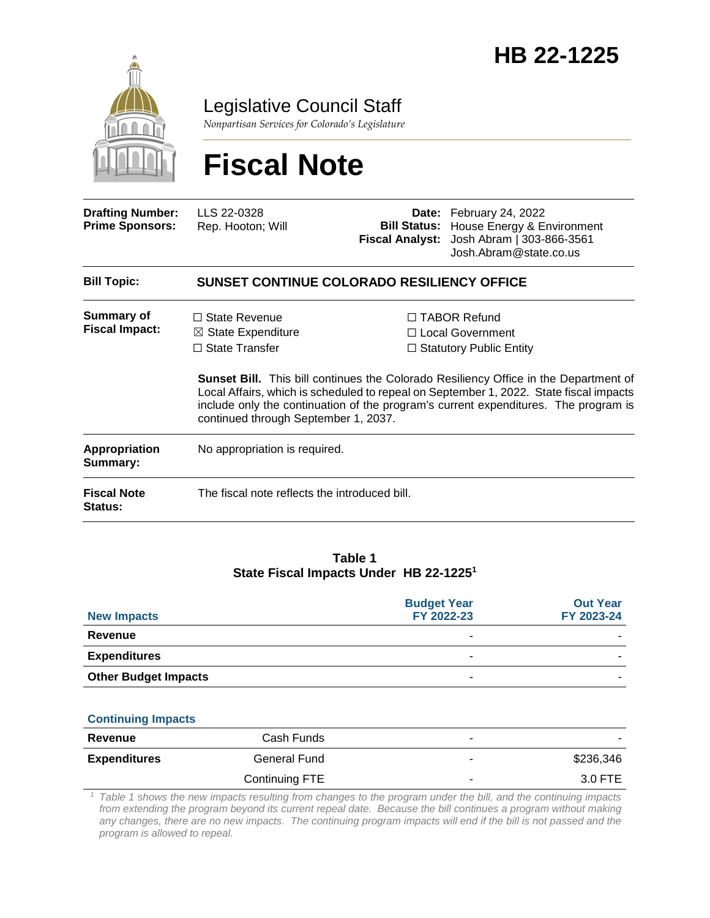# HB 22-1225

Legislative Council Staff

*Nonpartisan Services for Colorado's Legislature*

# Fiscal Note

| | | | |
|---|---|---|---|
| **Drafting Number:** | LLS 22-0328 | **Date:** | February 24, 2022 |
| **Prime Sponsors:** | Rep. Hooton; Will | **Bill Status:** | House Energy & Environment |
| | | **Fiscal Analyst:** | Josh Abram \| 303-866-3561<br>Josh.Abram@state.co.us |

**Bill Topic:** **SUNSET CONTINUE COLORADO RESILIENCY OFFICE**

**Summary of Fiscal Impact:**

- ☐ State Revenue
- ☒ State Expenditure
- ☐ State Transfer
- ☐ TABOR Refund
- ☐ Local Government
- ☐ Statutory Public Entity

**Sunset Bill.** This bill continues the Colorado Resiliency Office in the Department of Local Affairs, which is scheduled to repeal on September 1, 2022. State fiscal impacts include only the continuation of the program's current expenditures. The program is continued through September 1, 2037.

**Appropriation Summary:** No appropriation is required.

**Fiscal Note Status:** The fiscal note reflects the introduced bill.

**Table 1**
**State Fiscal Impacts Under HB 22-1225[1]**

| **New Impacts** | | **Budget Year FY 2022-23** | **Out Year FY 2023-24** |
|---|---|---|---|
| **Revenue** | | - | - |
| **Expenditures** | | - | - |
| **Other Budget Impacts** | | - | - |
| **Continuing Impacts** | | | |
| **Revenue** | Cash Funds | - | - |
| **Expenditures** | General Fund | - | $236,346 |
| | Continuing FTE | - | 3.0 FTE |

[1] *Table 1 shows the new impacts resulting from changes to the program under the bill, and the continuing impacts from extending the program beyond its current repeal date. Because the bill continues a program without making any changes, there are no new impacts. The continuing program impacts will end if the bill is not passed and the program is allowed to repeal.*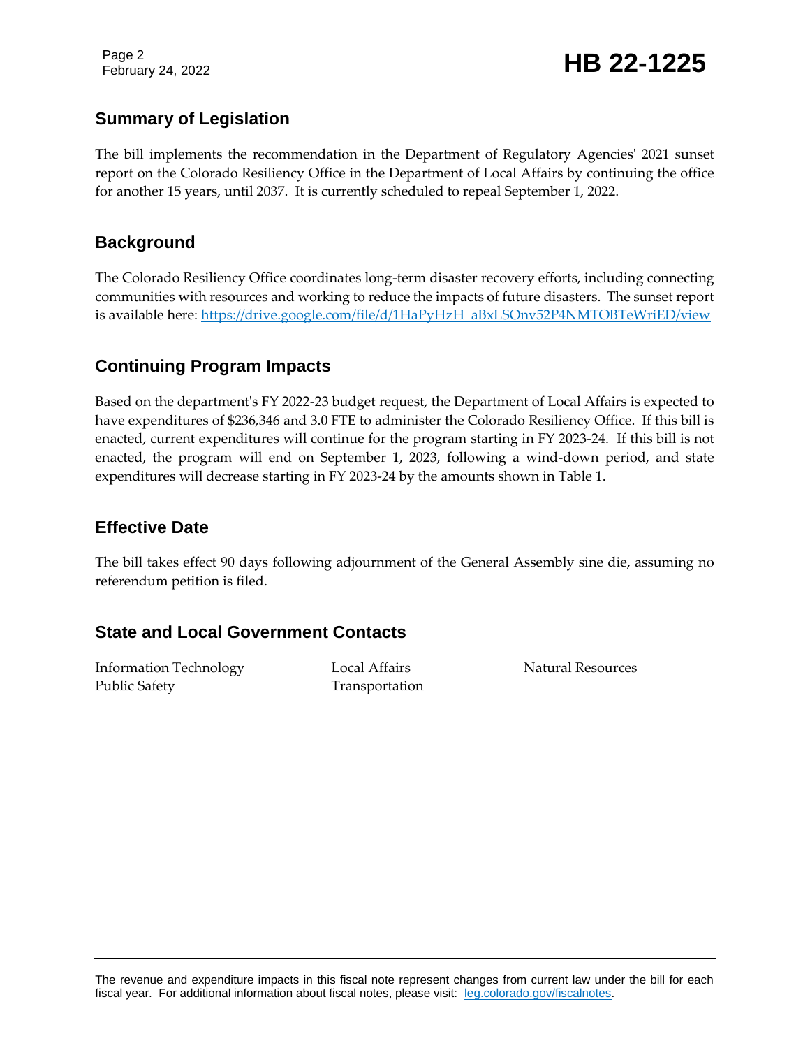## Summary of Legislation

The bill implements the recommendation in the Department of Regulatory Agencies' 2021 sunset report on the Colorado Resiliency Office in the Department of Local Affairs by continuing the office for another 15 years, until 2037. It is currently scheduled to repeal September 1, 2022.

## Background

The Colorado Resiliency Office coordinates long-term disaster recovery efforts, including connecting communities with resources and working to reduce the impacts of future disasters. The sunset report is available here: https://drive.google.com/file/d/1HaPyHzH_aBxLSOnv52P4NMTOBTeWriED/view

## Continuing Program Impacts

Based on the department's FY 2022-23 budget request, the Department of Local Affairs is expected to have expenditures of $236,346 and 3.0 FTE to administer the Colorado Resiliency Office. If this bill is enacted, current expenditures will continue for the program starting in FY 2023-24. If this bill is not enacted, the program will end on September 1, 2023, following a wind-down period, and state expenditures will decrease starting in FY 2023-24 by the amounts shown in Table 1.

## Effective Date

The bill takes effect 90 days following adjournment of the General Assembly sine die, assuming no referendum petition is filed.

## State and Local Government Contacts

Information Technology
Local Affairs
Natural Resources
Public Safety
Transportation

The revenue and expenditure impacts in this fiscal note represent changes from current law under the bill for each fiscal year. For additional information about fiscal notes, please visit: leg.colorado.gov/fiscalnotes.